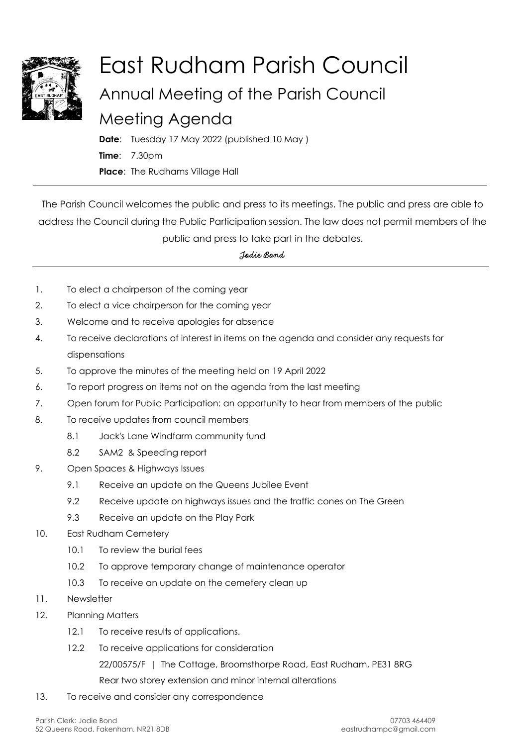# East Rudham Parish Council

## Annual Meeting of the Parish Council

## Meeting Agenda

**Date**: Tuesday 17 May 2022 (published 10 May )

**Time**: 7.30pm

**Place**: The Rudhams Village Hall

---

The Parish Council welcomes the public and press to its meetings. The public and press are able to address the Council during the Public Participation session. The law does not permit members of the public and press to take part in the debates.

*Jodie Bond*

---

1. To elect a chairperson of the coming year
2. To elect a vice chairperson for the coming year
3. Welcome and to receive apologies for absence
4. To receive declarations of interest in items on the agenda and consider any requests for dispensations
5. To approve the minutes of the meeting held on 19 April 2022
6. To report progress on items not on the agenda from the last meeting
7. Open forum for Public Participation: an opportunity to hear from members of the public
8. To receive updates from council members
   - 8.1 Jack's Lane Windfarm community fund
   - 8.2 SAM2 & Speeding report
9. Open Spaces & Highways Issues
   - 9.1 Receive an update on the Queens Jubilee Event
   - 9.2 Receive update on highways issues and the traffic cones on The Green
   - 9.3 Receive an update on the Play Park
10. East Rudham Cemetery
    - 10.1 To review the burial fees
    - 10.2 To approve temporary change of maintenance operator
    - 10.3 To receive an update on the cemetery clean up
11. Newsletter
12. Planning Matters
    - 12.1 To receive results of applications.
    - 12.2 To receive applications for consideration

      22/00575/F | The Cottage, Broomsthorpe Road, East Rudham, PE31 8RG

      Rear two storey extension and minor internal alterations
13. To receive and consider any correspondence

Parish Clerk: Jodie Bond
52 Queens Road, Fakenham, NR21 8DB

07703 464409
eastrudhampc@gmail.com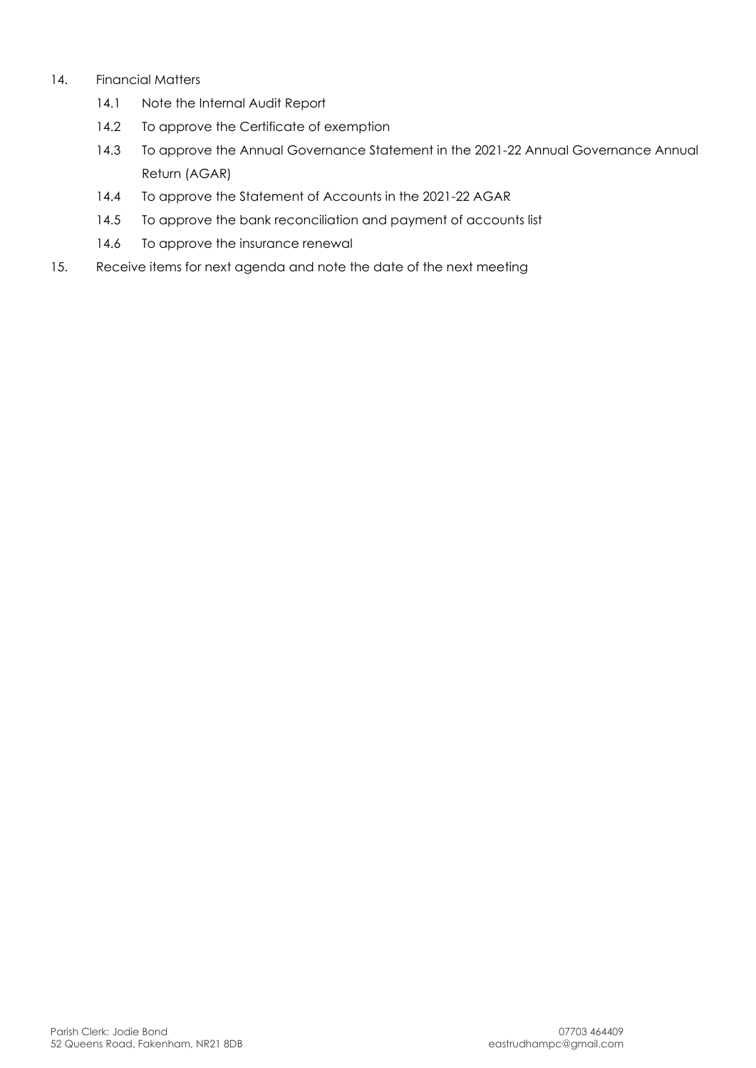14. Financial Matters

    14.1 Note the Internal Audit Report

    14.2 To approve the Certificate of exemption

    14.3 To approve the Annual Governance Statement in the 2021-22 Annual Governance Annual Return (AGAR)

    14.4 To approve the Statement of Accounts in the 2021-22 AGAR

    14.5 To approve the bank reconciliation and payment of accounts list

    14.6 To approve the insurance renewal

15. Receive items for next agenda and note the date of the next meeting